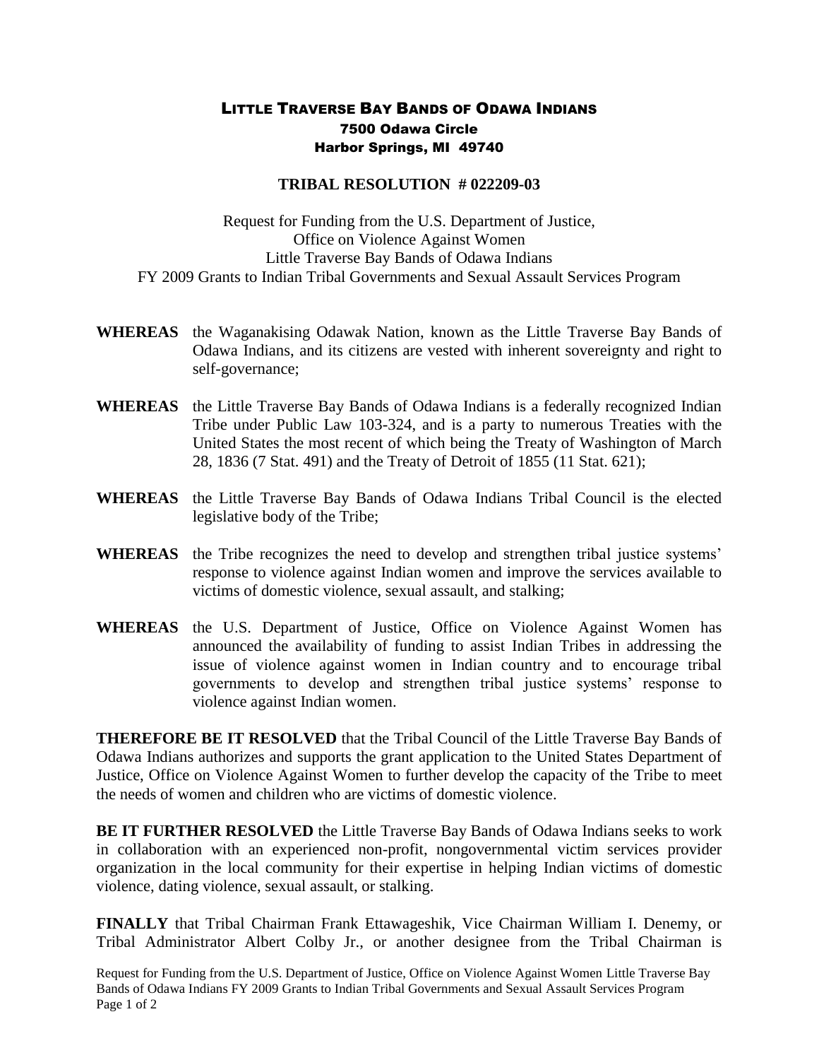# Little Traverse Bay Bands of Odawa Indians

7500 Odawa Circle
Harbor Springs, MI 49740

## TRIBAL RESOLUTION # 022209-03

Request for Funding from the U.S. Department of Justice,
Office on Violence Against Women
Little Traverse Bay Bands of Odawa Indians
FY 2009 Grants to Indian Tribal Governments and Sexual Assault Services Program

**WHEREAS** the Waganakising Odawak Nation, known as the Little Traverse Bay Bands of Odawa Indians, and its citizens are vested with inherent sovereignty and right to self-governance;

**WHEREAS** the Little Traverse Bay Bands of Odawa Indians is a federally recognized Indian Tribe under Public Law 103-324, and is a party to numerous Treaties with the United States the most recent of which being the Treaty of Washington of March 28, 1836 (7 Stat. 491) and the Treaty of Detroit of 1855 (11 Stat. 621);

**WHEREAS** the Little Traverse Bay Bands of Odawa Indians Tribal Council is the elected legislative body of the Tribe;

**WHEREAS** the Tribe recognizes the need to develop and strengthen tribal justice systems' response to violence against Indian women and improve the services available to victims of domestic violence, sexual assault, and stalking;

**WHEREAS** the U.S. Department of Justice, Office on Violence Against Women has announced the availability of funding to assist Indian Tribes in addressing the issue of violence against women in Indian country and to encourage tribal governments to develop and strengthen tribal justice systems' response to violence against Indian women.

**THEREFORE BE IT RESOLVED** that the Tribal Council of the Little Traverse Bay Bands of Odawa Indians authorizes and supports the grant application to the United States Department of Justice, Office on Violence Against Women to further develop the capacity of the Tribe to meet the needs of women and children who are victims of domestic violence.

**BE IT FURTHER RESOLVED** the Little Traverse Bay Bands of Odawa Indians seeks to work in collaboration with an experienced non-profit, nongovernmental victim services provider organization in the local community for their expertise in helping Indian victims of domestic violence, dating violence, sexual assault, or stalking.

**FINALLY** that Tribal Chairman Frank Ettawageshik, Vice Chairman William I. Denemy, or Tribal Administrator Albert Colby Jr., or another designee from the Tribal Chairman is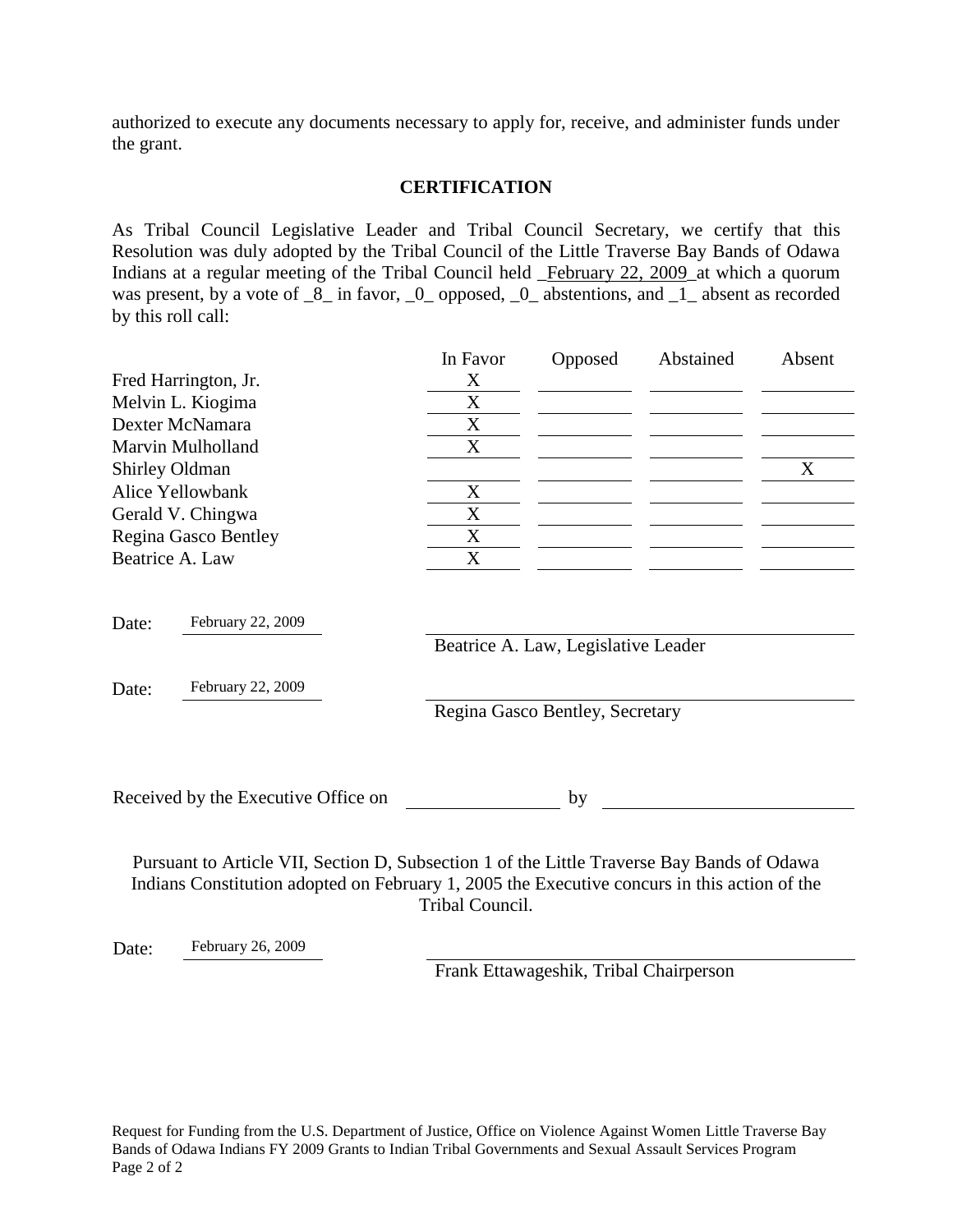authorized to execute any documents necessary to apply for, receive, and administer funds under the grant.

## CERTIFICATION

As Tribal Council Legislative Leader and Tribal Council Secretary, we certify that this Resolution was duly adopted by the Tribal Council of the Little Traverse Bay Bands of Odawa Indians at a regular meeting of the Tribal Council held _February 22, 2009_at which a quorum was present, by a vote of _8_ in favor, _0_ opposed, _0_ abstentions, and _1_ absent as recorded by this roll call:

| | In Favor | Opposed | Abstained | Absent |
|---|---|---|---|---|
| Fred Harrington, Jr. | X | | | |
| Melvin L. Kiogima | X | | | |
| Dexter McNamara | X | | | |
| Marvin Mulholland | X | | | |
| Shirley Oldman | | | | X |
| Alice Yellowbank | X | | | |
| Gerald V. Chingwa | X | | | |
| Regina Gasco Bentley | X | | | |
| Beatrice A. Law | X | | | |

Date: February 22, 2009

Beatrice A. Law, Legislative Leader

Date: February 22, 2009

Regina Gasco Bentley, Secretary

Received by the Executive Office on ________________ by ________________________

Pursuant to Article VII, Section D, Subsection 1 of the Little Traverse Bay Bands of Odawa Indians Constitution adopted on February 1, 2005 the Executive concurs in this action of the Tribal Council.

Date: February 26, 2009

Frank Ettawageshik, Tribal Chairperson

Request for Funding from the U.S. Department of Justice, Office on Violence Against Women Little Traverse Bay Bands of Odawa Indians FY 2009 Grants to Indian Tribal Governments and Sexual Assault Services Program